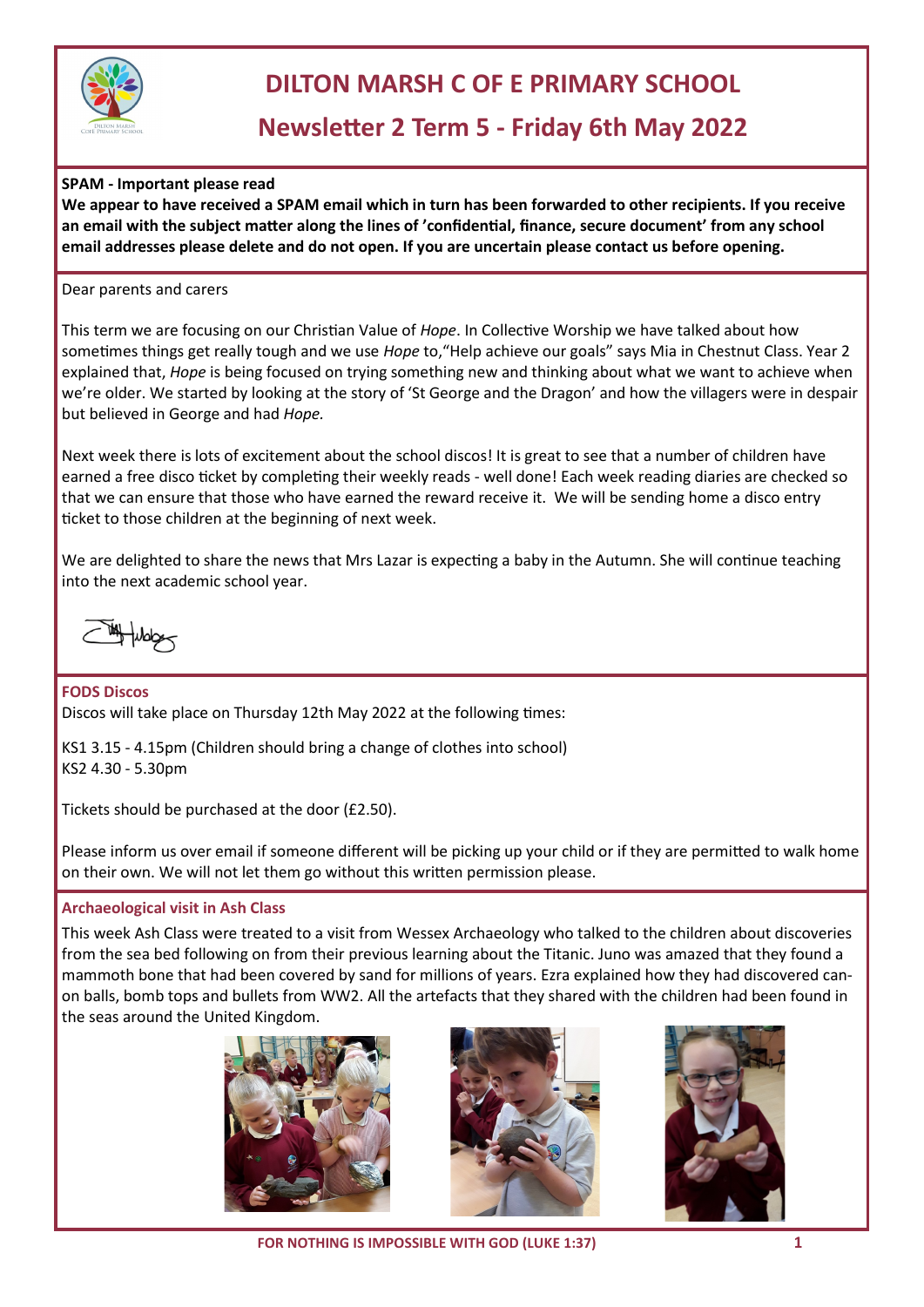# DILTON MARSH C OF E PRIMARY SCHOOL

## Newsletter 2 Term 5 - Friday 6th May 2022

**SPAM - Important please read**

**We appear to have received a SPAM email which in turn has been forwarded to other recipients. If you receive an email with the subject matter along the lines of 'confidential, finance, secure document' from any school email addresses please delete and do not open. If you are uncertain please contact us before opening.**

Dear parents and carers

This term we are focusing on our Christian Value of *Hope*. In Collective Worship we have talked about how sometimes things get really tough and we use *Hope* to,"Help achieve our goals" says Mia in Chestnut Class. Year 2 explained that, *Hope* is being focused on trying something new and thinking about what we want to achieve when we're older. We started by looking at the story of 'St George and the Dragon' and how the villagers were in despair but believed in George and had *Hope.*

Next week there is lots of excitement about the school discos! It is great to see that a number of children have earned a free disco ticket by completing their weekly reads - well done! Each week reading diaries are checked so that we can ensure that those who have earned the reward receive it. We will be sending home a disco entry ticket to those children at the beginning of next week.

We are delighted to share the news that Mrs Lazar is expecting a baby in the Autumn. She will continue teaching into the next academic school year.

### FODS Discos

Discos will take place on Thursday 12th May 2022 at the following times:

KS1 3.15 - 4.15pm (Children should bring a change of clothes into school)
KS2 4.30 - 5.30pm

Tickets should be purchased at the door (£2.50).

Please inform us over email if someone different will be picking up your child or if they are permitted to walk home on their own. We will not let them go without this written permission please.

### Archaeological visit in Ash Class

This week Ash Class were treated to a visit from Wessex Archaeology who talked to the children about discoveries from the sea bed following on from their previous learning about the Titanic. Juno was amazed that they found a mammoth bone that had been covered by sand for millions of years. Ezra explained how they had discovered canon balls, bomb tops and bullets from WW2. All the artefacts that they shared with the children had been found in the seas around the United Kingdom.

FOR NOTHING IS IMPOSSIBLE WITH GOD (LUKE 1:37)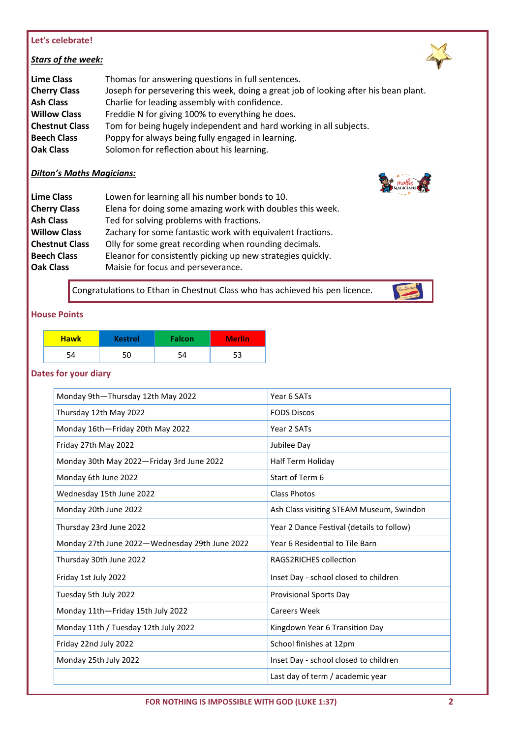## Let's celebrate!

***Stars of the week:***

| | |
|---|---|
| **Lime Class** | Thomas for answering questions in full sentences. |
| **Cherry Class** | Joseph for persevering this week, doing a great job of looking after his bean plant. |
| **Ash Class** | Charlie for leading assembly with confidence. |
| **Willow Class** | Freddie N for giving 100% to everything he does. |
| **Chestnut Class** | Tom for being hugely independent and hard working in all subjects. |
| **Beech Class** | Poppy for always being fully engaged in learning. |
| **Oak Class** | Solomon for reflection about his learning. |

***Dilton's Maths Magicians:***

| | |
|---|---|
| **Lime Class** | Lowen for learning all his number bonds to 10. |
| **Cherry Class** | Elena for doing some amazing work with doubles this week. |
| **Ash Class** | Ted for solving problems with fractions. |
| **Willow Class** | Zachary for some fantastic work with equivalent fractions. |
| **Chestnut Class** | Olly for some great recording when rounding decimals. |
| **Beech Class** | Eleanor for consistently picking up new strategies quickly. |
| **Oak Class** | Maisie for focus and perseverance. |

Congratulations to Ethan in Chestnut Class who has achieved his pen licence.

## House Points

| Hawk | Kestrel | Falcon | Merlin |
|---|---|---|---|
| 54 | 50 | 54 | 53 |

## Dates for your diary

| | |
|---|---|
| Monday 9th—Thursday 12th May 2022 | Year 6 SATs |
| Thursday 12th May 2022 | FODS Discos |
| Monday 16th—Friday 20th May 2022 | Year 2 SATs |
| Friday 27th May 2022 | Jubilee Day |
| Monday 30th May 2022—Friday 3rd June 2022 | Half Term Holiday |
| Monday 6th June 2022 | Start of Term 6 |
| Wednesday 15th June 2022 | Class Photos |
| Monday 20th June 2022 | Ash Class visiting STEAM Museum, Swindon |
| Thursday 23rd June 2022 | Year 2 Dance Festival (details to follow) |
| Monday 27th June 2022—Wednesday 29th June 2022 | Year 6 Residential to Tile Barn |
| Thursday 30th June 2022 | RAGS2RICHES collection |
| Friday 1st July 2022 | Inset Day - school closed to children |
| Tuesday 5th July 2022 | Provisional Sports Day |
| Monday 11th—Friday 15th July 2022 | Careers Week |
| Monday 11th / Tuesday 12th July 2022 | Kingdown Year 6 Transition Day |
| Friday 22nd July 2022 | School finishes at 12pm |
| Monday 25th July 2022 | Inset Day - school closed to children |
| | Last day of term / academic year |

FOR NOTHING IS IMPOSSIBLE WITH GOD (LUKE 1:37)